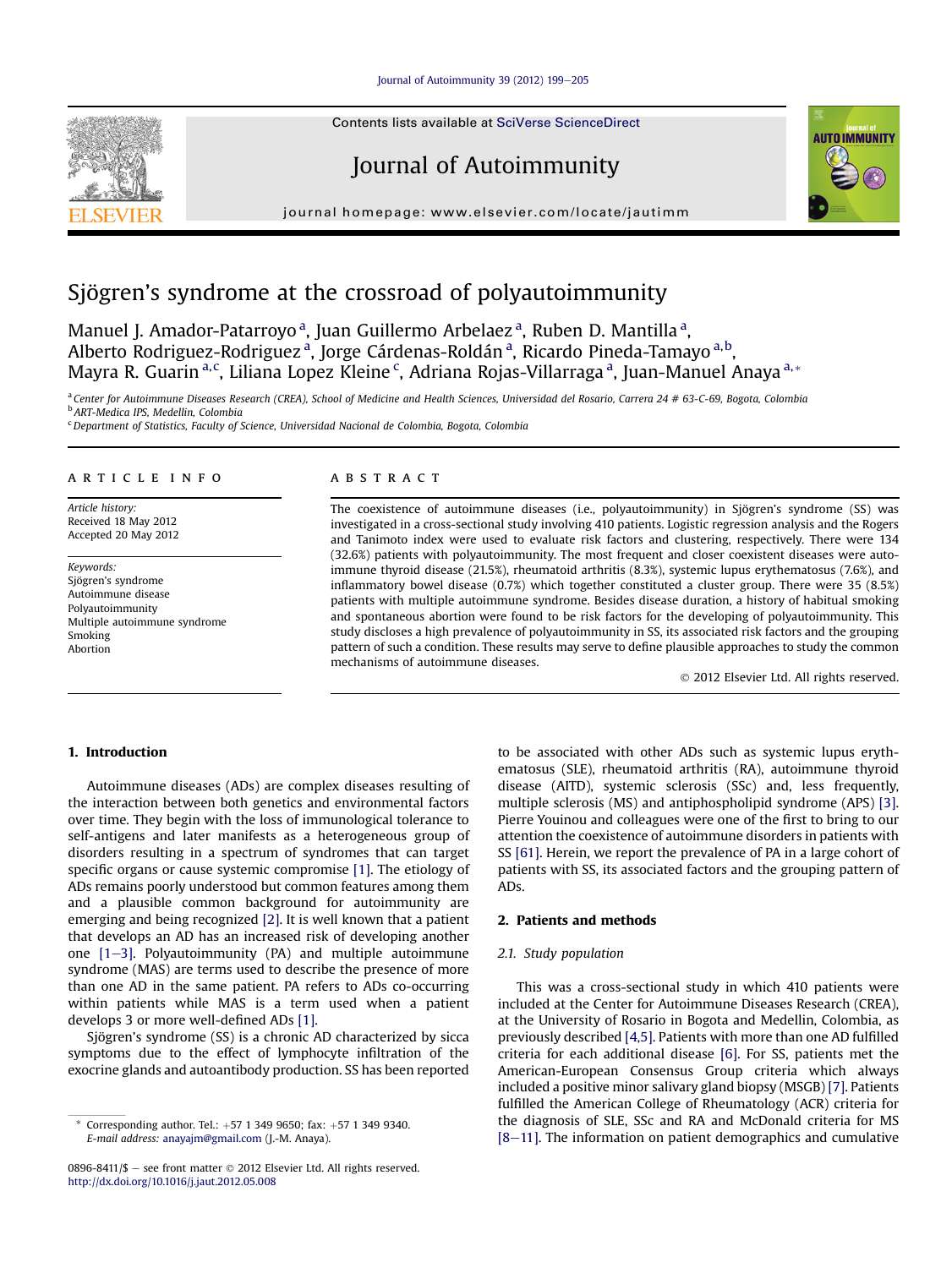# Sjögren's syndrome at the crossroad of polyautoimmunity

Manuel J. Amador-Patarroyo [a], Juan Guillermo Arbelaez [a], Ruben D. Mantilla [a], Alberto Rodriguez-Rodriguez [a], Jorge Cárdenas-Roldán [a], Ricardo Pineda-Tamayo [a,b], Mayra R. Guarin [a,c], Liliana Lopez Kleine [c], Adriana Rojas-Villarraga [a], Juan-Manuel Anaya [a,*]

[a] Center for Autoimmune Diseases Research (CREA), School of Medicine and Health Sciences, Universidad del Rosario, Carrera 24 # 63-C-69, Bogota, Colombia
[b] ART-Medica IPS, Medellin, Colombia
[c] Department of Statistics, Faculty of Science, Universidad Nacional de Colombia, Bogota, Colombia

## ARTICLE INFO

*Article history:*
Received 18 May 2012
Accepted 20 May 2012

*Keywords:*
Sjögren's syndrome
Autoimmune disease
Polyautoimmunity
Multiple autoimmune syndrome
Smoking
Abortion

## ABSTRACT

The coexistence of autoimmune diseases (i.e., polyautoimmunity) in Sjögren's syndrome (SS) was investigated in a cross-sectional study involving 410 patients. Logistic regression analysis and the Rogers and Tanimoto index were used to evaluate risk factors and clustering, respectively. There were 134 (32.6%) patients with polyautoimmunity. The most frequent and closer coexistent diseases were autoimmune thyroid disease (21.5%), rheumatoid arthritis (8.3%), systemic lupus erythematosus (7.6%), and inflammatory bowel disease (0.7%) which together constituted a cluster group. There were 35 (8.5%) patients with multiple autoimmune syndrome. Besides disease duration, a history of habitual smoking and spontaneous abortion were found to be risk factors for the developing of polyautoimmunity. This study discloses a high prevalence of polyautoimmunity in SS, its associated risk factors and the grouping pattern of such a condition. These results may serve to define plausible approaches to study the common mechanisms of autoimmune diseases.

© 2012 Elsevier Ltd. All rights reserved.

## 1. Introduction

Autoimmune diseases (ADs) are complex diseases resulting of the interaction between both genetics and environmental factors over time. They begin with the loss of immunological tolerance to self-antigens and later manifests as a heterogeneous group of disorders resulting in a spectrum of syndromes that can target specific organs or cause systemic compromise [1]. The etiology of ADs remains poorly understood but common features among them and a plausible common background for autoimmunity are emerging and being recognized [2]. It is well known that a patient that develops an AD has an increased risk of developing another one [1–3]. Polyautoimmunity (PA) and multiple autoimmune syndrome (MAS) are terms used to describe the presence of more than one AD in the same patient. PA refers to ADs co-occurring within patients while MAS is a term used when a patient develops 3 or more well-defined ADs [1].

Sjögren's syndrome (SS) is a chronic AD characterized by sicca symptoms due to the effect of lymphocyte infiltration of the exocrine glands and autoantibody production. SS has been reported to be associated with other ADs such as systemic lupus erythematosus (SLE), rheumatoid arthritis (RA), autoimmune thyroid disease (AITD), systemic sclerosis (SSc) and, less frequently, multiple sclerosis (MS) and antiphospholipid syndrome (APS) [3]. Pierre Youinou and colleagues were one of the first to bring to our attention the coexistence of autoimmune disorders in patients with SS [61]. Herein, we report the prevalence of PA in a large cohort of patients with SS, its associated factors and the grouping pattern of ADs.

## 2. Patients and methods

### 2.1. Study population

This was a cross-sectional study in which 410 patients were included at the Center for Autoimmune Diseases Research (CREA), at the University of Rosario in Bogota and Medellin, Colombia, as previously described [4,5]. Patients with more than one AD fulfilled criteria for each additional disease [6]. For SS, patients met the American-European Consensus Group criteria which always included a positive minor salivary gland biopsy (MSGB) [7]. Patients fulfilled the American College of Rheumatology (ACR) criteria for the diagnosis of SLE, SSc and RA and McDonald criteria for MS [8–11]. The information on patient demographics and cumulative

* Corresponding author. Tel.: +57 1 349 9650; fax: +57 1 349 9340. E-mail address: anayajm@gmail.com (J.-M. Anaya).

0896-8411/$ – see front matter © 2012 Elsevier Ltd. All rights reserved.
http://dx.doi.org/10.1016/j.jaut.2012.05.008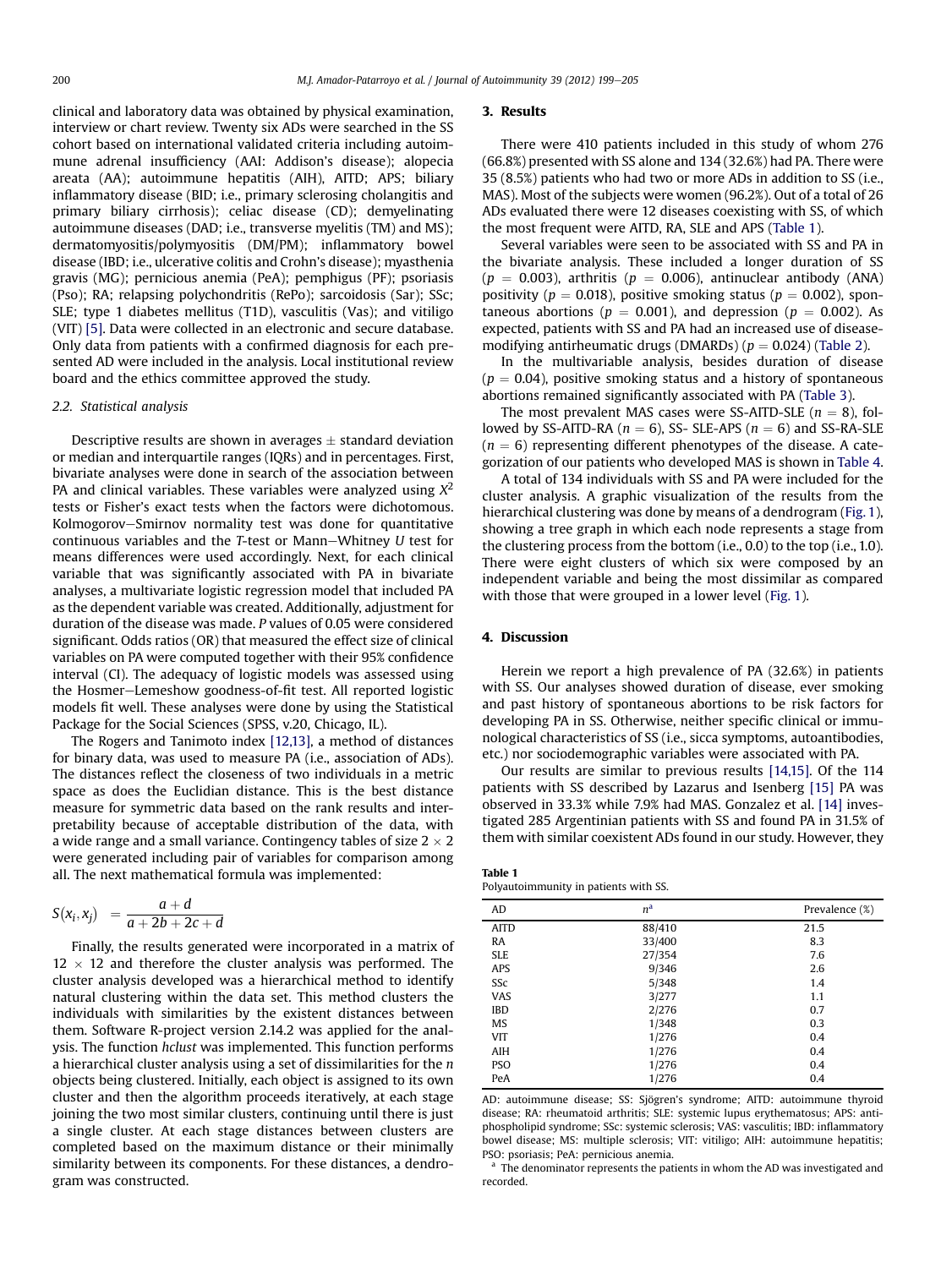clinical and laboratory data was obtained by physical examination, interview or chart review. Twenty six ADs were searched in the SS cohort based on international validated criteria including autoimmune adrenal insufficiency (AAI: Addison's disease); alopecia areata (AA); autoimmune hepatitis (AIH), AITD; APS; biliary inflammatory disease (BID; i.e., primary sclerosing cholangitis and primary biliary cirrhosis); celiac disease (CD); demyelinating autoimmune diseases (DAD; i.e., transverse myelitis (TM) and MS); dermatomyositis/polymyositis (DM/PM); inflammatory bowel disease (IBD; i.e., ulcerative colitis and Crohn's disease); myasthenia gravis (MG); pernicious anemia (PeA); pemphigus (PF); psoriasis (Pso); RA; relapsing polychondritis (RePo); sarcoidosis (Sar); SSc; SLE; type 1 diabetes mellitus (T1D), vasculitis (Vas); and vitiligo (VIT) [5]. Data were collected in an electronic and secure database. Only data from patients with a confirmed diagnosis for each presented AD were included in the analysis. Local institutional review board and the ethics committee approved the study.

### 2.2. Statistical analysis

Descriptive results are shown in averages ± standard deviation or median and interquartile ranges (IQRs) and in percentages. First, bivariate analyses were done in search of the association between PA and clinical variables. These variables were analyzed using $X^2$ tests or Fisher's exact tests when the factors were dichotomous. Kolmogorov–Smirnov normality test was done for quantitative continuous variables and the *T*-test or Mann–Whitney *U* test for means differences were used accordingly. Next, for each clinical variable that was significantly associated with PA in bivariate analyses, a multivariate logistic regression model that included PA as the dependent variable was created. Additionally, adjustment for duration of the disease was made. *P* values of 0.05 were considered significant. Odds ratios (OR) that measured the effect size of clinical variables on PA were computed together with their 95% confidence interval (CI). The adequacy of logistic models was assessed using the Hosmer–Lemeshow goodness-of-fit test. All reported logistic models fit well. These analyses were done by using the Statistical Package for the Social Sciences (SPSS, v.20, Chicago, IL).

The Rogers and Tanimoto index [12,13], a method of distances for binary data, was used to measure PA (i.e., association of ADs). The distances reflect the closeness of two individuals in a metric space as does the Euclidian distance. This is the best distance measure for symmetric data based on the rank results and interpretability because of acceptable distribution of the data, with a wide range and a small variance. Contingency tables of size 2 × 2 were generated including pair of variables for comparison among all. The next mathematical formula was implemented:

$$S(x_i, x_j) = \frac{a + d}{a + 2b + 2c + d}$$

Finally, the results generated were incorporated in a matrix of 12 × 12 and therefore the cluster analysis was performed. The cluster analysis developed was a hierarchical method to identify natural clustering within the data set. This method clusters the individuals with similarities by the existent distances between them. Software R-project version 2.14.2 was applied for the analysis. The function *hclust* was implemented. This function performs a hierarchical cluster analysis using a set of dissimilarities for the *n* objects being clustered. Initially, each object is assigned to its own cluster and then the algorithm proceeds iteratively, at each stage joining the two most similar clusters, continuing until there is just a single cluster. At each stage distances between clusters are completed based on the maximum distance or their minimally similarity between its components. For these distances, a dendrogram was constructed.

## 3. Results

There were 410 patients included in this study of whom 276 (66.8%) presented with SS alone and 134 (32.6%) had PA. There were 35 (8.5%) patients who had two or more ADs in addition to SS (i.e., MAS). Most of the subjects were women (96.2%). Out of a total of 26 ADs evaluated there were 12 diseases coexisting with SS, of which the most frequent were AITD, RA, SLE and APS (Table 1).

Several variables were seen to be associated with SS and PA in the bivariate analysis. These included a longer duration of SS ($p = 0.003$), arthritis ($p = 0.006$), antinuclear antibody (ANA) positivity ($p = 0.018$), positive smoking status ($p = 0.002$), spontaneous abortions ($p = 0.001$), and depression ($p = 0.002$). As expected, patients with SS and PA had an increased use of disease-modifying antirheumatic drugs (DMARDs) ($p = 0.024$) (Table 2).

In the multivariable analysis, besides duration of disease ($p = 0.04$), positive smoking status and a history of spontaneous abortions remained significantly associated with PA (Table 3).

The most prevalent MAS cases were SS-AITD-SLE ($n = 8$), followed by SS-AITD-RA ($n = 6$), SS- SLE-APS ($n = 6$) and SS-RA-SLE ($n = 6$) representing different phenotypes of the disease. A categorization of our patients who developed MAS is shown in Table 4.

A total of 134 individuals with SS and PA were included for the cluster analysis. A graphic visualization of the results from the hierarchical clustering was done by means of a dendrogram (Fig. 1), showing a tree graph in which each node represents a stage from the clustering process from the bottom (i.e., 0.0) to the top (i.e., 1.0). There were eight clusters of which six were composed by an independent variable and being the most dissimilar as compared with those that were grouped in a lower level (Fig. 1).

## 4. Discussion

Herein we report a high prevalence of PA (32.6%) in patients with SS. Our analyses showed duration of disease, ever smoking and past history of spontaneous abortions to be risk factors for developing PA in SS. Otherwise, neither specific clinical or immunological characteristics of SS (i.e., sicca symptoms, autoantibodies, etc.) nor sociodemographic variables were associated with PA.

Our results are similar to previous results [14,15]. Of the 114 patients with SS described by Lazarus and Isenberg [15] PA was observed in 33.3% while 7.9% had MAS. Gonzalez et al. [14] investigated 285 Argentinian patients with SS and found PA in 31.5% of them with similar coexistent ADs found in our study. However, they

**Table 1**
Polyautoimmunity in patients with SS.

| AD | n[a] | Prevalence (%) |
|---|---|---|
| AITD | 88/410 | 21.5 |
| RA | 33/400 | 8.3 |
| SLE | 27/354 | 7.6 |
| APS | 9/346 | 2.6 |
| SSc | 5/348 | 1.4 |
| VAS | 3/277 | 1.1 |
| IBD | 2/276 | 0.7 |
| MS | 1/348 | 0.3 |
| VIT | 1/276 | 0.4 |
| AIH | 1/276 | 0.4 |
| PSO | 1/276 | 0.4 |
| PeA | 1/276 | 0.4 |

AD: autoimmune disease; SS: Sjögren's syndrome; AITD: autoimmune thyroid disease; RA: rheumatoid arthritis; SLE: systemic lupus erythematosus; APS: antiphospholipid syndrome; SSc: systemic sclerosis; VAS: vasculitis; IBD: inflammatory bowel disease; MS: multiple sclerosis; VIT: vitiligo; AIH: autoimmune hepatitis; PSO: psoriasis; PeA: pernicious anemia.

[a] The denominator represents the patients in whom the AD was investigated and recorded.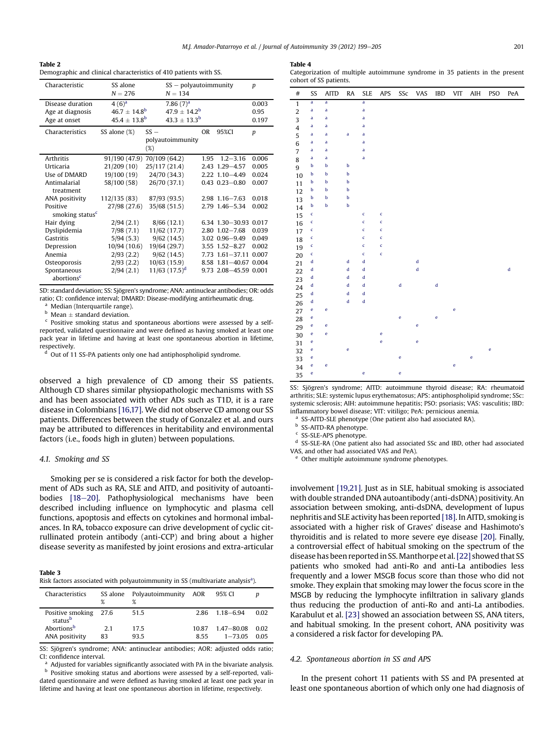**Table 2**
Demographic and clinical characteristics of 410 patients with SS.

| Characteristic | SS alone $N = 276$ | SS − polyautoimmunity $N = 134$ | | | p |
|---|---|---|---|---|---|
| Disease duration | 4 (6)[a] | 7.86 (7)[a] | | | 0.003 |
| Age at diagnosis | $46.7 \pm 14.8$[b] | $47.9 \pm 14.2$[b] | | | 0.95 |
| Age at onset | $45.4 \pm 13.8$[b] | $43.3 \pm 13.3$[b] | | | 0.197 |
| **Characteristics** | **SS alone (%)** | **SS − polyautoimmunity (%)** | **OR** | **95%CI** | **p** |
| Arthritis | 91/190 (47.9) | 70/109 (64.2) | 1.95 | 1.2–3.16 | 0.006 |
| Urticaria | 21/209 (10) | 25/117 (21.4) | 2.43 | 1.29–4.57 | 0.005 |
| Use of DMARD | 19/100 (19) | 24/70 (34.3) | 2.22 | 1.10–4.49 | 0.024 |
| Antimalarial treatment | 58/100 (58) | 26/70 (37.1) | 0.43 | 0.23–0.80 | 0.007 |
| ANA positivity | 112/135 (83) | 87/93 (93.5) | 2.98 | 1.16–7.63 | 0.018 |
| Positive smoking status[c] | 27/98 (27.6) | 35/68 (51.5) | 2.79 | 1.46–5.34 | 0.002 |
| Hair dying | 2/94 (2.1) | 8/66 (12.1) | 6.34 | 1.30–30.93 | 0.017 |
| Dyslipidemia | 7/98 (7.1) | 11/62 (17.7) | 2.80 | 1.02–7.68 | 0.039 |
| Gastritis | 5/94 (5.3) | 9/62 (14.5) | 3.02 | 0.96–9.49 | 0.049 |
| Depression | 10/94 (10.6) | 19/64 (29.7) | 3.55 | 1.52–8.27 | 0.002 |
| Anemia | 2/93 (2.2) | 9/62 (14.5) | 7.73 | 1.61–37.11 | 0.007 |
| Osteoporosis | 2/93 (2.2) | 10/63 (15.9) | 8.58 | 1.81–40.67 | 0.004 |
| Spontaneous abortions[c] | 2/94 (2.1) | 11/63 (17.5)[d] | 9.73 | 2.08–45.59 | 0.001 |

SD: standard deviation; SS: Sjögren's syndrome; ANA: antinuclear antibodies; OR: odds ratio; CI: confidence interval; DMARD: Disease-modifying antirheumatic drug.
[a] Median (Interquartile range).
[b] Mean ± standard deviation.
[c] Positive smoking status and spontaneous abortions were assessed by a self-reported, validated questionnaire and were defined as having smoked at least one pack year in lifetime and having at least one spontaneous abortion in lifetime, respectively.
[d] Out of 11 SS-PA patients only one had antiphospholipid syndrome.

observed a high prevalence of CD among their SS patients. Although CD shares similar physiopathologic mechanisms with SS and has been associated with other ADs such as T1D, it is a rare disease in Colombians [16,17]. We did not observe CD among our SS patients. Differences between the study of Gonzalez et al. and ours may be attributed to differences in heritability and environmental factors (i.e., foods high in gluten) between populations.

### 4.1. Smoking and SS

Smoking per se is considered a risk factor for both the development of ADs such as RA, SLE and AITD, and positivity of autoantibodies [18–20]. Pathophysiological mechanisms have been described including influence on lymphocytic and plasma cell functions, apoptosis and effects on cytokines and hormonal imbalances. In RA, tobacco exposure can drive development of cyclic citrullinated protein antibody (anti-CCP) and bring about a higher disease severity as manifested by joint erosions and extra-articular involvement [19,21]. Just as in SLE, habitual smoking is associated with double stranded DNA autoantibody (anti-dsDNA) positivity. An association between smoking, anti-dsDNA, development of lupus nephritis and SLE activity has been reported [18]. In AITD, smoking is associated with a higher risk of Graves' disease and Hashimoto's thyroiditis and is related to more severe eye disease [20]. Finally, a controversial effect of habitual smoking on the spectrum of the disease has been reported in SS. Manthorpe et al. [22] showed that SS patients who smoked had anti-Ro and anti-La antibodies less frequently and a lower MSGB focus score than those who did not smoke. They explain that smoking may lower the focus score in the MSGB by reducing the lymphocyte infiltration in salivary glands thus reducing the production of anti-Ro and anti-La antibodies. Karabulut et al. [23] showed an association between SS, ANA titers, and habitual smoking. In the present cohort, ANA positivity was a considered a risk factor for developing PA.

**Table 3**
Risk factors associated with polyautoimmunity in SS (multivariate analysis[a]).

| Characteristics | SS alone % | Polyautoimmunity % | AOR | 95% CI | p |
|---|---|---|---|---|---|
| Positive smoking status[b] | 27.6 | 51.5 | 2.86 | 1.18–6.94 | 0.02 |
| Abortions[b] | 2.1 | 17.5 | 10.87 | 1.47–80.08 | 0.02 |
| ANA positivity | 83 | 93.5 | 8.55 | 1–73.05 | 0.05 |

SS: Sjögren's syndrome; ANA: antinuclear antibodies; AOR: adjusted odds ratio; CI: confidence interval.
[a] Adjusted for variables significantly associated with PA in the bivariate analysis.
[b] Positive smoking status and abortions were assessed by a self-reported, validated questionnaire and were defined as having smoked at least one pack year in lifetime and having at least one spontaneous abortion in lifetime, respectively.

**Table 4**
Categorization of multiple autoimmune syndrome in 35 patients in the present cohort of SS patients.

| # | SS | AITD | RA | SLE | APS | SSc | VAS | IBD | VIT | AIH | PSO | PeA |
|---|---|---|---|---|---|---|---|---|---|---|---|---|
| 1 | a | a | | a | | | | | | | | |
| 2 | a | a | | a | | | | | | | | |
| 3 | a | a | | a | | | | | | | | |
| 4 | a | a | | a | | | | | | | | |
| 5 | a | a | a | a | | | | | | | | |
| 6 | a | a | | a | | | | | | | | |
| 7 | a | a | | a | | | | | | | | |
| 8 | a | a | | a | | | | | | | | |
| 9 | b | b | b | | | | | | | | | |
| 10 | b | b | b | | | | | | | | | |
| 11 | b | b | b | | | | | | | | | |
| 12 | b | b | b | | | | | | | | | |
| 13 | b | b | b | | | | | | | | | |
| 14 | b | b | b | | | | | | | | | |
| 15 | c | | | c | c | | | | | | | |
| 16 | c | | | c | c | | | | | | | |
| 17 | c | | | c | c | | | | | | | |
| 18 | c | | | c | c | | | | | | | |
| 19 | c | | | c | c | | | | | | | |
| 20 | c | | | c | c | | | | | | | |
| 21 | d | | d | d | | | d | | | | | |
| 22 | d | | d | d | | | d | | | | | d |
| 23 | d | | d | d | | | | | | | | |
| 24 | d | | d | d | | d | | d | | | | |
| 25 | d | | d | d | | | | | | | | |
| 26 | d | | d | d | | | | | | | | |
| 27 | e | e | | | | | | | e | | | |
| 28 | e | | | | | e | | e | | | | |
| 29 | e | e | | | | | e | | | | | |
| 30 | e | e | | | e | | | | | | | |
| 31 | e | | | | e | | e | | | | | |
| 32 | e | | e | | | | | | | | e | |
| 33 | e | | | | | e | | | | e | | |
| 34 | e | e | | | | | | | e | | | |
| 35 | e | | | e | | e | | | | | | |

SS: Sjögren's syndrome; AITD: autoimmune thyroid disease; RA: rheumatoid arthritis; SLE: systemic lupus erythematosus; APS: antiphospholipid syndrome; SSc: systemic sclerosis; AIH: autoimmune hepatitis; PSO: psoriasis; VAS: vasculitis; IBD: inflammatory bowel disease; VIT: vitiligo; PeA: pernicious anemia.
[a] SS-AITD-SLE phenotype (One patient also had associated RA).
[b] SS-AITD-RA phenotype.
[c] SS-SLE-APS phenotype.
[d] SS-SLE-RA (One patient also had associated SSc and IBD, other had associated VAS, and other had associated VAS and PeA).
[e] Other multiple autoimmune syndrome phenotypes.

### 4.2. Spontaneous abortion in SS and APS

In the present cohort 11 patients with SS and PA presented at least one spontaneous abortion of which only one had diagnosis of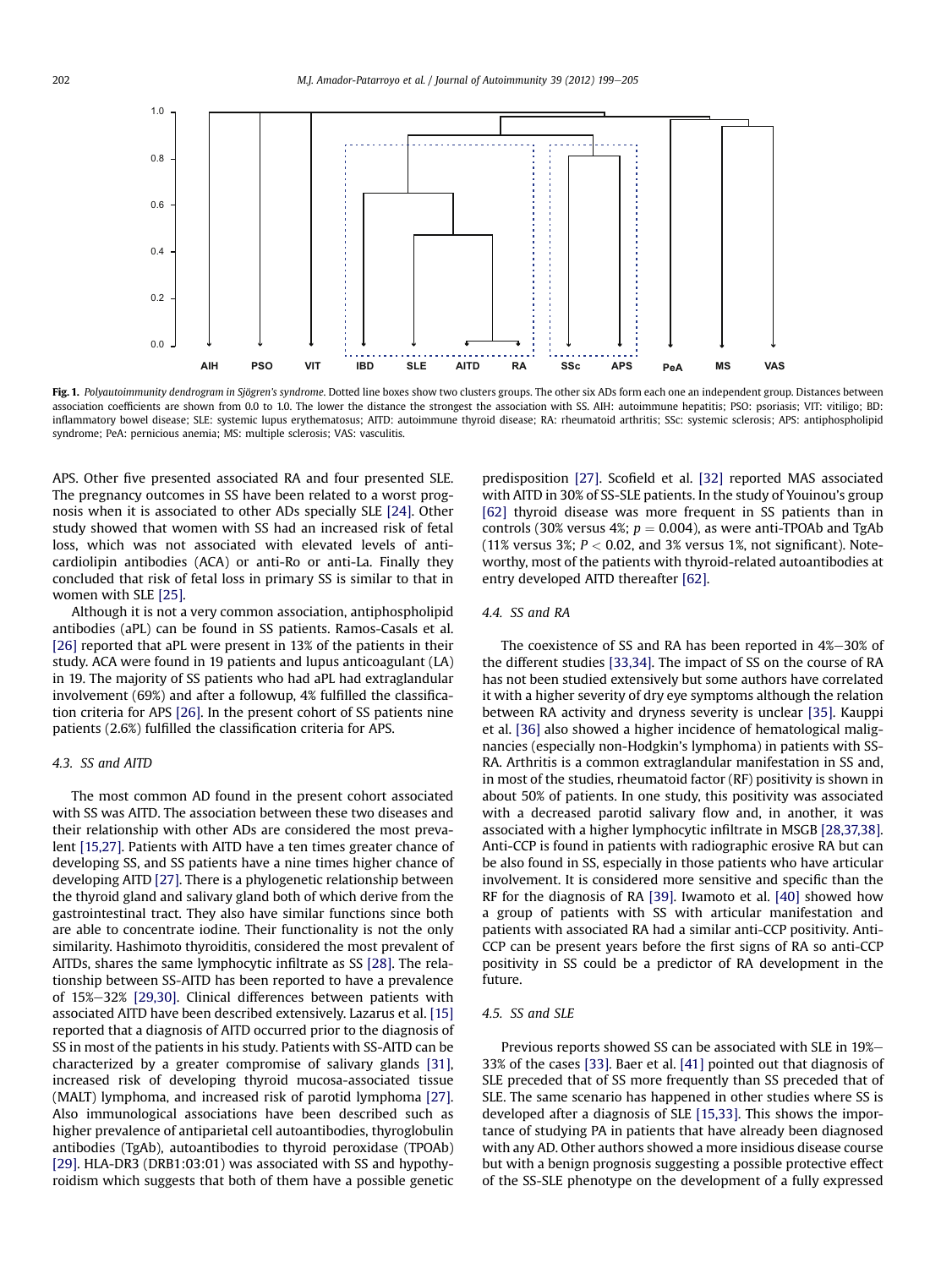Fig. 1. *Polyautoimmunity dendrogram in Sjögren's syndrome.* Dotted line boxes show two clusters groups. The other six ADs form each one an independent group. Distances between association coefficients are shown from 0.0 to 1.0. The lower the distance the strongest the association with SS. AIH: autoimmune hepatitis; PSO: psoriasis; VIT: vitiligo; BD: inflammatory bowel disease; SLE: systemic lupus erythematosus; AITD: autoimmune thyroid disease; RA: rheumatoid arthritis; SSc: systemic sclerosis; APS: antiphospholipid syndrome; PeA: pernicious anemia; MS: multiple sclerosis; VAS: vasculitis.

APS. Other five presented associated RA and four presented SLE. The pregnancy outcomes in SS have been related to a worst prognosis when it is associated to other ADs specially SLE [24]. Other study showed that women with SS had an increased risk of fetal loss, which was not associated with elevated levels of anticardiolipin antibodies (ACA) or anti-Ro or anti-La. Finally they concluded that risk of fetal loss in primary SS is similar to that in women with SLE [25].

Although it is not a very common association, antiphospholipid antibodies (aPL) can be found in SS patients. Ramos-Casals et al. [26] reported that aPL were present in 13% of the patients in their study. ACA were found in 19 patients and lupus anticoagulant (LA) in 19. The majority of SS patients who had aPL had extraglandular involvement (69%) and after a followup, 4% fulfilled the classification criteria for APS [26]. In the present cohort of SS patients nine patients (2.6%) fulfilled the classification criteria for APS.

### 4.3. SS and AITD

The most common AD found in the present cohort associated with SS was AITD. The association between these two diseases and their relationship with other ADs are considered the most prevalent [15,27]. Patients with AITD have a ten times greater chance of developing SS, and SS patients have a nine times higher chance of developing AITD [27]. There is a phylogenetic relationship between the thyroid gland and salivary gland both of which derive from the gastrointestinal tract. They also have similar functions since both are able to concentrate iodine. Their functionality is not the only similarity. Hashimoto thyroiditis, considered the most prevalent of AITDs, shares the same lymphocytic infiltrate as SS [28]. The relationship between SS-AITD has been reported to have a prevalence of 15%–32% [29,30]. Clinical differences between patients with associated AITD have been described extensively. Lazarus et al. [15] reported that a diagnosis of AITD occurred prior to the diagnosis of SS in most of the patients in his study. Patients with SS-AITD can be characterized by a greater compromise of salivary glands [31], increased risk of developing thyroid mucosa-associated tissue (MALT) lymphoma, and increased risk of parotid lymphoma [27]. Also immunological associations have been described such as higher prevalence of antiparietal cell autoantibodies, thyroglobulin antibodies (TgAb), autoantibodies to thyroid peroxidase (TPOAb) [29]. HLA-DR3 (DRB1:03:01) was associated with SS and hypothyroidism which suggests that both of them have a possible genetic predisposition [27]. Scofield et al. [32] reported MAS associated with AITD in 30% of SS-SLE patients. In the study of Youinou's group [62] thyroid disease was more frequent in SS patients than in controls (30% versus 4%; $p = 0.004$), as were anti-TPOAb and TgAb (11% versus 3%; $P < 0.02$, and 3% versus 1%, not significant). Noteworthy, most of the patients with thyroid-related autoantibodies at entry developed AITD thereafter [62].

### 4.4. SS and RA

The coexistence of SS and RA has been reported in 4%–30% of the different studies [33,34]. The impact of SS on the course of RA has not been studied extensively but some authors have correlated it with a higher severity of dry eye symptoms although the relation between RA activity and dryness severity is unclear [35]. Kauppi et al. [36] also showed a higher incidence of hematological malignancies (especially non-Hodgkin's lymphoma) in patients with SS-RA. Arthritis is a common extraglandular manifestation in SS and, in most of the studies, rheumatoid factor (RF) positivity is shown in about 50% of patients. In one study, this positivity was associated with a decreased parotid salivary flow and, in another, it was associated with a higher lymphocytic infiltrate in MSGB [28,37,38]. Anti-CCP is found in patients with radiographic erosive RA but can be also found in SS, especially in those patients who have articular involvement. It is considered more sensitive and specific than the RF for the diagnosis of RA [39]. Iwamoto et al. [40] showed how a group of patients with SS with articular manifestation and patients with associated RA had a similar anti-CCP positivity. Anti-CCP can be present years before the first signs of RA so anti-CCP positivity in SS could be a predictor of RA development in the future.

### 4.5. SS and SLE

Previous reports showed SS can be associated with SLE in 19%–33% of the cases [33]. Baer et al. [41] pointed out that diagnosis of SLE preceded that of SS more frequently than SS preceded that of SLE. The same scenario has happened in other studies where SS is developed after a diagnosis of SLE [15,33]. This shows the importance of studying PA in patients that have already been diagnosed with any AD. Other authors showed a more insidious disease course but with a benign prognosis suggesting a possible protective effect of the SS-SLE phenotype on the development of a fully expressed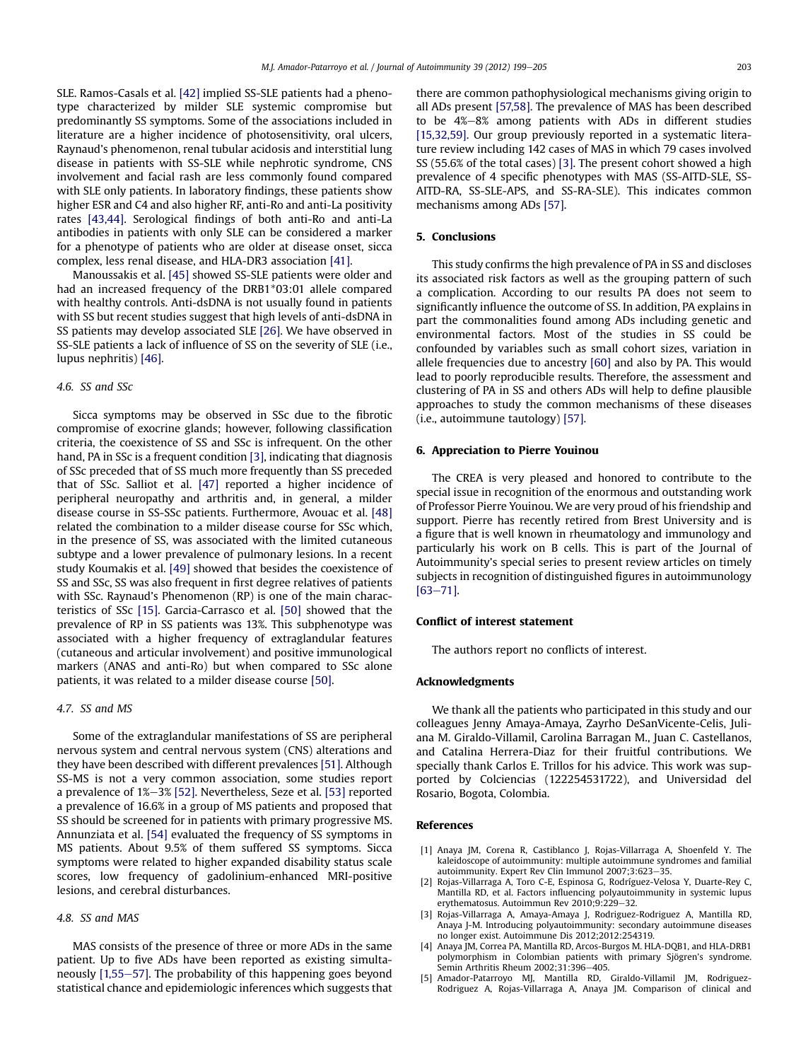SLE. Ramos-Casals et al. [42] implied SS-SLE patients had a phenotype characterized by milder SLE systemic compromise but predominantly SS symptoms. Some of the associations included in literature are a higher incidence of photosensitivity, oral ulcers, Raynaud's phenomenon, renal tubular acidosis and interstitial lung disease in patients with SS-SLE while nephrotic syndrome, CNS involvement and facial rash are less commonly found compared with SLE only patients. In laboratory findings, these patients show higher ESR and C4 and also higher RF, anti-Ro and anti-La positivity rates [43,44]. Serological findings of both anti-Ro and anti-La antibodies in patients with only SLE can be considered a marker for a phenotype of patients who are older at disease onset, sicca complex, less renal disease, and HLA-DR3 association [41].

Manoussakis et al. [45] showed SS-SLE patients were older and had an increased frequency of the DRB1*03:01 allele compared with healthy controls. Anti-dsDNA is not usually found in patients with SS but recent studies suggest that high levels of anti-dsDNA in SS patients may develop associated SLE [26]. We have observed in SS-SLE patients a lack of influence of SS on the severity of SLE (i.e., lupus nephritis) [46].

### 4.6. SS and SSc

Sicca symptoms may be observed in SSc due to the fibrotic compromise of exocrine glands; however, following classification criteria, the coexistence of SS and SSc is infrequent. On the other hand, PA in SSc is a frequent condition [3], indicating that diagnosis of SSc preceded that of SS much more frequently than SS preceded that of SSc. Salliot et al. [47] reported a higher incidence of peripheral neuropathy and arthritis and, in general, a milder disease course in SS-SSc patients. Furthermore, Avouac et al. [48] related the combination to a milder disease course for SSc which, in the presence of SS, was associated with the limited cutaneous subtype and a lower prevalence of pulmonary lesions. In a recent study Koumakis et al. [49] showed that besides the coexistence of SS and SSc, SS was also frequent in first degree relatives of patients with SSc. Raynaud's Phenomenon (RP) is one of the main characteristics of SSc [15]. Garcia-Carrasco et al. [50] showed that the prevalence of RP in SS patients was 13%. This subphenotype was associated with a higher frequency of extraglandular features (cutaneous and articular involvement) and positive immunological markers (ANAS and anti-Ro) but when compared to SSc alone patients, it was related to a milder disease course [50].

### 4.7. SS and MS

Some of the extraglandular manifestations of SS are peripheral nervous system and central nervous system (CNS) alterations and they have been described with different prevalences [51]. Although SS-MS is not a very common association, some studies report a prevalence of 1%–3% [52]. Nevertheless, Seze et al. [53] reported a prevalence of 16.6% in a group of MS patients and proposed that SS should be screened for in patients with primary progressive MS. Annunziata et al. [54] evaluated the frequency of SS symptoms in MS patients. About 9.5% of them suffered SS symptoms. Sicca symptoms were related to higher expanded disability status scale scores, low frequency of gadolinium-enhanced MRI-positive lesions, and cerebral disturbances.

### 4.8. SS and MAS

MAS consists of the presence of three or more ADs in the same patient. Up to five ADs have been reported as existing simultaneously [1,55–57]. The probability of this happening goes beyond statistical chance and epidemiologic inferences which suggests that there are common pathophysiological mechanisms giving origin to all ADs present [57,58]. The prevalence of MAS has been described to be 4%–8% among patients with ADs in different studies [15,32,59]. Our group previously reported in a systematic literature review including 142 cases of MAS in which 79 cases involved SS (55.6% of the total cases) [3]. The present cohort showed a high prevalence of 4 specific phenotypes with MAS (SS-AITD-SLE, SS-AITD-RA, SS-SLE-APS, and SS-RA-SLE). This indicates common mechanisms among ADs [57].

## 5. Conclusions

This study confirms the high prevalence of PA in SS and discloses its associated risk factors as well as the grouping pattern of such a complication. According to our results PA does not seem to significantly influence the outcome of SS. In addition, PA explains in part the commonalities found among ADs including genetic and environmental factors. Most of the studies in SS could be confounded by variables such as small cohort sizes, variation in allele frequencies due to ancestry [60] and also by PA. This would lead to poorly reproducible results. Therefore, the assessment and clustering of PA in SS and others ADs will help to define plausible approaches to study the common mechanisms of these diseases (i.e., autoimmune tautology) [57].

## 6. Appreciation to Pierre Youinou

The CREA is very pleased and honored to contribute to the special issue in recognition of the enormous and outstanding work of Professor Pierre Youinou. We are very proud of his friendship and support. Pierre has recently retired from Brest University and is a figure that is well known in rheumatology and immunology and particularly his work on B cells. This is part of the Journal of Autoimmunity's special series to present review articles on timely subjects in recognition of distinguished figures in autoimmunology [63–71].

### Conflict of interest statement

The authors report no conflicts of interest.

### Acknowledgments

We thank all the patients who participated in this study and our colleagues Jenny Amaya-Amaya, Zayrho DeSanVicente-Celis, Juliana M. Giraldo-Villamil, Carolina Barragan M., Juan C. Castellanos, and Catalina Herrera-Diaz for their fruitful contributions. We specially thank Carlos E. Trillos for his advice. This work was supported by Colciencias (122254531722), and Universidad del Rosario, Bogota, Colombia.

### References

[1] Anaya JM, Corena R, Castiblanco J, Rojas-Villarraga A, Shoenfeld Y. The kaleidoscope of autoimmunity: multiple autoimmune syndromes and familial autoimmunity. Expert Rev Clin Immunol 2007;3:623–35.

[2] Rojas-Villarraga A, Toro C-E, Espinosa G, Rodríguez-Velosa Y, Duarte-Rey C, Mantilla RD, et al. Factors influencing polyautoimmunity in systemic lupus erythematosus. Autoimmun Rev 2010;9:229–32.

[3] Rojas-Villarraga A, Amaya-Amaya J, Rodriguez-Rodriguez A, Mantilla RD, Anaya J-M. Introducing polyautoimmunity: secondary autoimmune diseases no longer exist. Autoimmune Dis 2012;2012:254319.

[4] Anaya JM, Correa PA, Mantilla RD, Arcos-Burgos M. HLA-DQB1, and HLA-DRB1 polymorphism in Colombian patients with primary Sjögren's syndrome. Semin Arthritis Rheum 2002;31:396–405.

[5] Amador-Patarroyo MJ, Mantilla RD, Giraldo-Villamil JM, Rodriguez-Rodriguez A, Rojas-Villarraga A, Anaya JM. Comparison of clinical and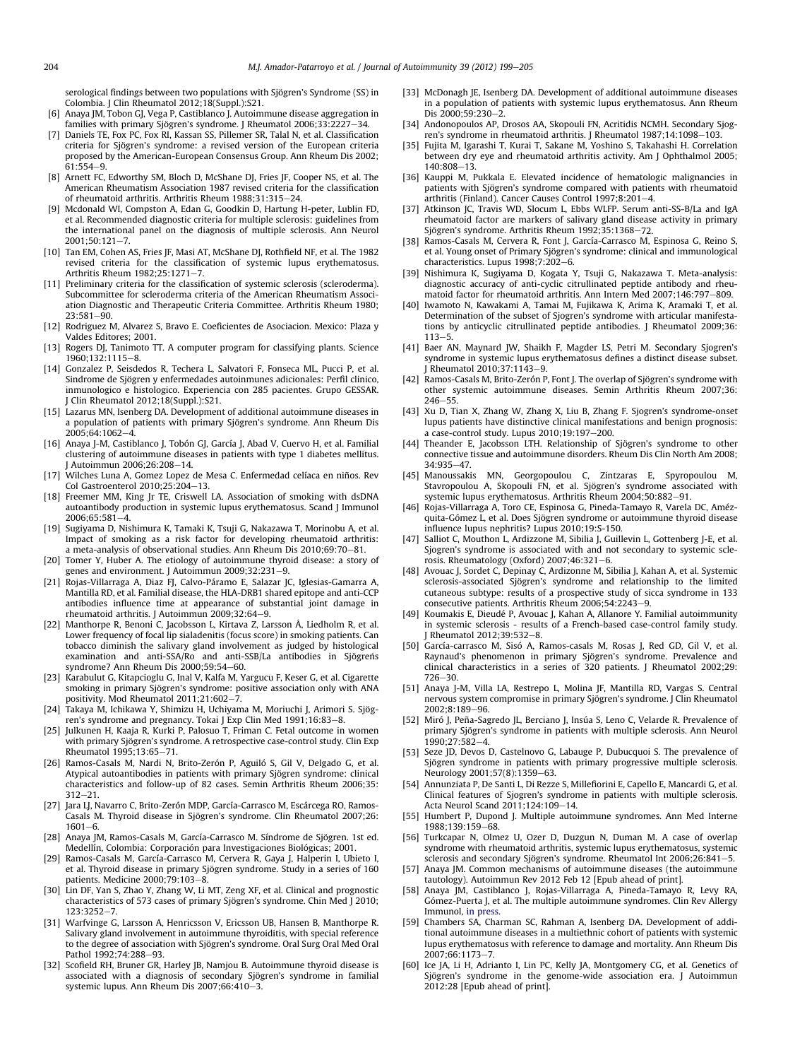serological findings between two populations with Sjögren's Syndrome (SS) in Colombia. J Clin Rheumatol 2012;18(Suppl.):S21.

[6] Anaya JM, Tobon GJ, Vega P, Castiblanco J. Autoimmune disease aggregation in families with primary Sjögren's syndrome. J Rheumatol 2006;33:2227–34.

[7] Daniels TE, Fox PC, Fox RI, Kassan SS, Pillemer SR, Talal N, et al. Classification criteria for Sjögren's syndrome: a revised version of the European criteria proposed by the American-European Consensus Group. Ann Rheum Dis 2002; 61:554–9.

[8] Arnett FC, Edworthy SM, Bloch D, McShane DJ, Fries JF, Cooper NS, et al. The American Rheumatism Association 1987 revised criteria for the classification of rheumatoid arthritis. Arthritis Rheum 1988;31:315–24.

[9] Mcdonald WI, Compston A, Edan G, Goodkin D, Hartung H-peter, Lublin FD, et al. Recommended diagnostic criteria for multiple sclerosis: guidelines from the international panel on the diagnosis of multiple sclerosis. Ann Neurol 2001;50:121–7.

[10] Tan EM, Cohen AS, Fries JF, Masi AT, McShane DJ, Rothfield NF, et al. The 1982 revised criteria for the classification of systemic lupus erythematosus. Arthritis Rheum 1982;25:1271–7.

[11] Preliminary criteria for the classification of systemic sclerosis (scleroderma). Subcommittee for scleroderma criteria of the American Rheumatism Association Diagnostic and Therapeutic Criteria Committee. Arthritis Rheum 1980; 23:581–90.

[12] Rodriguez M, Alvarez S, Bravo E. Coeficientes de Asociacion. Mexico: Plaza y Valdes Editores; 2001.

[13] Rogers DJ, Tanimoto TT. A computer program for classifying plants. Science 1960;132:1115–8.

[14] Gonzalez P, Seisdedos R, Techera L, Salvatori F, Fonseca ML, Pucci P, et al. Sindrome de Sjögren y enfermedades autoinmunes adicionales: Perfil clinico, inmunologico e histologico. Experiencia con 285 pacientes. Grupo GESSAR. J Clin Rheumatol 2012;18(Suppl.):S21.

[15] Lazarus MN, Isenberg DA. Development of additional autoimmune diseases in a population of patients with primary Sjögren's syndrome. Ann Rheum Dis 2005;64:1062–4.

[16] Anaya J-M, Castiblanco J, Tobón GJ, García J, Abad V, Cuervo H, et al. Familial clustering of autoimmune diseases in patients with type 1 diabetes mellitus. J Autoimmun 2006;26:208–14.

[17] Wilches Luna A, Gomez Lopez de Mesa C. Enfermedad celíaca en niños. Rev Col Gastroenterol 2010;25:204–13.

[18] Freemer MM, King Jr TE, Criswell LA. Association of smoking with dsDNA autoantibody production in systemic lupus erythematosus. Scand J Immunol 2006;65:581–4.

[19] Sugiyama D, Nishimura K, Tamaki K, Tsuji G, Nakazawa T, Morinobu A, et al. Impact of smoking as a risk factor for developing rheumatoid arthritis: a meta-analysis of observational studies. Ann Rheum Dis 2010;69:70–81.

[20] Tomer Y, Huber A. The etiology of autoimmune thyroid disease: a story of genes and environment. J Autoimmun 2009;32:231–9.

[21] Rojas-Villarraga A, Diaz FJ, Calvo-Páramo E, Salazar JC, Iglesias-Gamarra A, Mantilla RD, et al. Familial disease, the HLA-DRB1 shared epitope and anti-CCP antibodies influence time at appearance of substantial joint damage in rheumatoid arthritis. J Autoimmun 2009;32:64–9.

[22] Manthorpe R, Benoni C, Jacobsson L, Kirtava Z, Larsson Å, Liedholm R, et al. Lower frequency of focal lip sialadenitis (focus score) in smoking patients. Can tobacco diminish the salivary gland involvement as judged by histological examination and anti-SSA/Ro and anti-SSB/La antibodies in Sjögreńs syndrome? Ann Rheum Dis 2000;59:54–60.

[23] Karabulut G, Kitapcioglu G, Inal V, Kalfa M, Yargucu F, Keser G, et al. Cigarette smoking in primary Sjögren's syndrome: positive association only with ANA positivity. Mod Rheumatol 2011;21:602–7.

[24] Takaya M, Ichikawa Y, Shimizu H, Uchiyama M, Moriuchi J, Arimori S. Sjögren's syndrome and pregnancy. Tokai J Exp Clin Med 1991;16:83–8.

[25] Julkunen H, Kaaja R, Kurki P, Palosuo T, Friman C. Fetal outcome in women with primary Sjögren's syndrome. A retrospective case-control study. Clin Exp Rheumatol 1995;13:65–71.

[26] Ramos-Casals M, Nardi N, Brito-Zerón P, Aguiló S, Gil V, Delgado G, et al. Atypical autoantibodies in patients with primary Sjögren syndrome: clinical characteristics and follow-up of 82 cases. Semin Arthritis Rheum 2006;35: 312–21.

[27] Jara LJ, Navarro C, Brito-Zerón MDP, García-Carrasco M, Escárcega RO, Ramos-Casals M. Thyroid disease in Sjögren's syndrome. Clin Rheumatol 2007;26: 1601–6.

[28] Anaya JM, Ramos-Casals M, García-Carrasco M. Síndrome de Sjögren. 1st ed. Medellín, Colombia: Corporación para Investigaciones Biológicas; 2001.

[29] Ramos-Casals M, García-Carrasco M, Cervera R, Gaya J, Halperin I, Ubieto I, et al. Thyroid disease in primary Sjögren syndrome. Study in a series of 160 patients. Medicine 2000;79:103–8.

[30] Lin DF, Yan S, Zhao Y, Zhang W, Li MT, Zeng XF, et al. Clinical and prognostic characteristics of 573 cases of primary Sjögren's syndrome. Chin Med J 2010; 123:3252–7.

[31] Warfvinge G, Larsson A, Henricsson V, Ericsson UB, Hansen B, Manthorpe R. Salivary gland involvement in autoimmune thyroiditis, with special reference to the degree of association with Sjögren's syndrome. Oral Surg Oral Med Oral Pathol 1992;74:288–93.

[32] Scofield RH, Bruner GR, Harley JB, Namjou B. Autoimmune thyroid disease is associated with a diagnosis of secondary Sjögren's syndrome in familial systemic lupus. Ann Rheum Dis 2007;66:410–3.

[33] McDonagh JE, Isenberg DA. Development of additional autoimmune diseases in a population of patients with systemic lupus erythematosus. Ann Rheum Dis 2000;59:230–2.

[34] Andonopoulos AP, Drosos AA, Skopouli FN, Acritidis NCMH. Secondary Sjogren's syndrome in rheumatoid arthritis. J Rheumatol 1987;14:1098–103.

[35] Fujita M, Igarashi T, Kurai T, Sakane M, Yoshino S, Takahashi H. Correlation between dry eye and rheumatoid arthritis activity. Am J Ophthalmol 2005; 140:808–13.

[36] Kauppi M, Pukkala E. Elevated incidence of hematologic malignancies in patients with Sjögren's syndrome compared with patients with rheumatoid arthritis (Finland). Cancer Causes Control 1997;8:201–4.

[37] Atkinson JC, Travis WD, Slocum L, Ebbs WLFP. Serum anti-SS-B/La and IgA rheumatoid factor are markers of salivary gland disease activity in primary Sjögren's syndrome. Arthritis Rheum 1992;35:1368–72.

[38] Ramos-Casals M, Cervera R, Font J, García-Carrasco M, Espinosa G, Reino S, et al. Young onset of Primary Sjögren's syndrome: clinical and immunological characteristics. Lupus 1998;7:202–6.

[39] Nishimura K, Sugiyama D, Kogata Y, Tsuji G, Nakazawa T. Meta-analysis: diagnostic accuracy of anti-cyclic citrullinated peptide antibody and rheumatoid factor for rheumatoid arthritis. Ann Intern Med 2007;146:797–809.

[40] Iwamoto N, Kawakami A, Tamai M, Fujikawa K, Arima K, Aramaki T, et al. Determination of the subset of Sjogren's syndrome with articular manifestations by anticyclic citrullinated peptide antibodies. J Rheumatol 2009;36: 113–5.

[41] Baer AN, Maynard JW, Shaikh F, Magder LS, Petri M. Secondary Sjogren's syndrome in systemic lupus erythematosus defines a distinct disease subset. J Rheumatol 2010;37:1143–9.

[42] Ramos-Casals M, Brito-Zerón P, Font J. The overlap of Sjögren's syndrome with other systemic autoimmune diseases. Semin Arthritis Rheum 2007;36: 246–55.

[43] Xu D, Tian X, Zhang W, Zhang X, Liu B, Zhang F. Sjogren's syndrome-onset lupus patients have distinctive clinical manifestations and benign prognosis: a case-control study. Lupus 2010;19:197–200.

[44] Theander E, Jacobsson LTH. Relationship of Sjögren's syndrome to other connective tissue and autoimmune disorders. Rheum Dis Clin North Am 2008; 34:935–47.

[45] Manoussakis MN, Georgopoulou C, Zintzaras E, Spyropoulou M, Stavropoulou A, Skopouli FN, et al. Sjögren's syndrome associated with systemic lupus erythematosus. Arthritis Rheum 2004;50:882–91.

[46] Rojas-Villarraga A, Toro CE, Espinosa G, Pineda-Tamayo R, Varela DC, Amézquita-Gómez L, et al. Does Sjögren syndrome or autoimmune thyroid disease influence lupus nephritis? Lupus 2010;19:S-150.

[47] Salliot C, Mouthon L, Ardizzone M, Sibilia J, Guillevin L, Gottenberg J-E, et al. Sjogren's syndrome is associated with and not secondary to systemic sclerosis. Rheumatology (Oxford) 2007;46:321–6.

[48] Avouac J, Sordet C, Depinay C, Ardizonne M, Sibilia J, Kahan A, et al. Systemic sclerosis-associated Sjögren's syndrome and relationship to the limited cutaneous subtype: results of a prospective study of sicca syndrome in 133 consecutive patients. Arthritis Rheum 2006;54:2243–9.

[49] Koumakis E, Dieudé P, Avouac J, Kahan A, Allanore Y. Familial autoimmunity in systemic sclerosis - results of a French-based case-control family study. J Rheumatol 2012;39:532–8.

[50] García-carrasco M, Sisó A, Ramos-casals M, Rosas J, Red GD, Gil V, et al. Raynaud's phenomenon in primary Sjögren's syndrome. Prevalence and clinical characteristics in a series of 320 patients. J Rheumatol 2002;29: 726–30.

[51] Anaya J-M, Villa LA, Restrepo L, Molina JF, Mantilla RD, Vargas S. Central nervous system compromise in primary Sjögren's syndrome. J Clin Rheumatol 2002;8:189–96.

[52] Miró J, Peña-Sagredo JL, Berciano J, Insúa S, Leno C, Velarde R. Prevalence of primary Sjögren's syndrome in patients with multiple sclerosis. Ann Neurol 1990;27:582–4.

[53] Seze JD, Devos D, Castelnovo G, Labauge P, Dubucquoi S. The prevalence of Sjögren syndrome in patients with primary progressive multiple sclerosis. Neurology 2001;57(8):1359–63.

[54] Annunziata P, De Santi L, Di Rezze S, Millefiorini E, Capello E, Mancardi G, et al. Clinical features of Sjogren's syndrome in patients with multiple sclerosis. Acta Neurol Scand 2011;124:109–14.

[55] Humbert P, Dupond J. Multiple autoimmune syndromes. Ann Med Interne 1988;139:159–68.

[56] Turkcapar N, Olmez U, Ozer D, Duzgun N, Duman M. A case of overlap syndrome with rheumatoid arthritis, systemic lupus erythematosus, systemic sclerosis and secondary Sjögren's syndrome. Rheumatol Int 2006;26:841–5.

[57] Anaya JM. Common mechanisms of autoimmune diseases (the autoimmune tautology). Autoimmun Rev 2012 Feb 12 [Epub ahead of print].

[58] Anaya JM, Castiblanco J, Rojas-Villarraga A, Pineda-Tamayo R, Levy RA, Gómez-Puerta J, et al. The multiple autoimmune syndromes. Clin Rev Allergy Immunol, in press.

[59] Chambers SA, Charman SC, Rahman A, Isenberg DA. Development of additional autoimmune diseases in a multiethnic cohort of patients with systemic lupus erythematosus with reference to damage and mortality. Ann Rheum Dis 2007;66:1173–7.

[60] Ice JA, Li H, Adrianto I, Lin PC, Kelly JA, Montgomery CG, et al. Genetics of Sjögren's syndrome in the genome-wide association era. J Autoimmun 2012:28 [Epub ahead of print].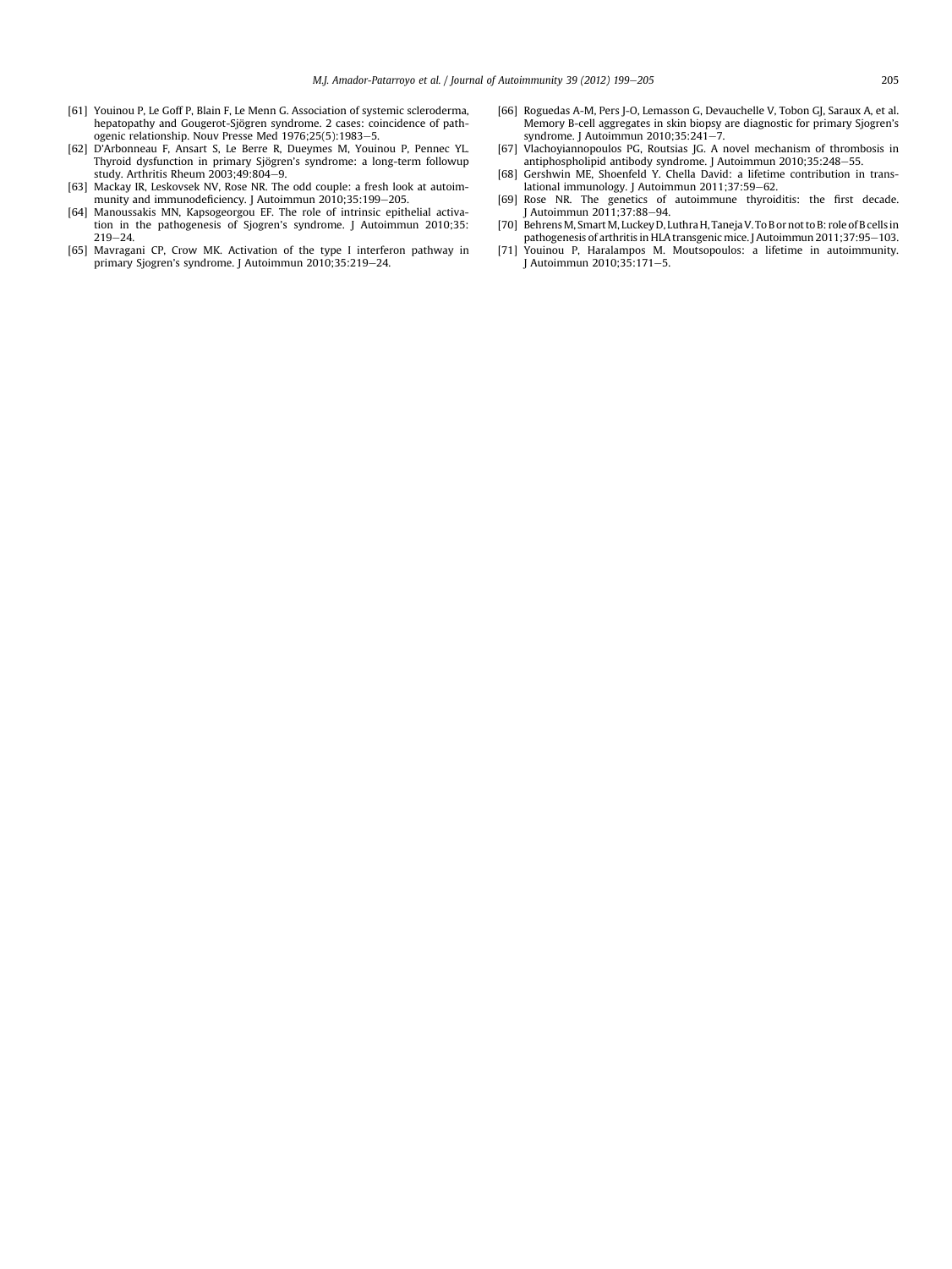[61] Youinou P, Le Goff P, Blain F, Le Menn G. Association of systemic scleroderma, hepatopathy and Gougerot-Sjögren syndrome. 2 cases: coincidence of pathogenic relationship. Nouv Presse Med 1976;25(5):1983–5.

[62] D'Arbonneau F, Ansart S, Le Berre R, Dueymes M, Youinou P, Pennec YL. Thyroid dysfunction in primary Sjögren's syndrome: a long-term followup study. Arthritis Rheum 2003;49:804–9.

[63] Mackay IR, Leskovsek NV, Rose NR. The odd couple: a fresh look at autoimmunity and immunodeficiency. J Autoimmun 2010;35:199–205.

[64] Manoussakis MN, Kapsogeorgou EF. The role of intrinsic epithelial activation in the pathogenesis of Sjogren's syndrome. J Autoimmun 2010;35:219–24.

[65] Mavragani CP, Crow MK. Activation of the type I interferon pathway in primary Sjogren's syndrome. J Autoimmun 2010;35:219–24.

[66] Roguedas A-M, Pers J-O, Lemasson G, Devauchelle V, Tobon GJ, Saraux A, et al. Memory B-cell aggregates in skin biopsy are diagnostic for primary Sjogren's syndrome. J Autoimmun 2010;35:241–7.

[67] Vlachoyiannopoulos PG, Routsias JG. A novel mechanism of thrombosis in antiphospholipid antibody syndrome. J Autoimmun 2010;35:248–55.

[68] Gershwin ME, Shoenfeld Y. Chella David: a lifetime contribution in translational immunology. J Autoimmun 2011;37:59–62.

[69] Rose NR. The genetics of autoimmune thyroiditis: the first decade. J Autoimmun 2011;37:88–94.

[70] Behrens M, Smart M, Luckey D, Luthra H, Taneja V. To B or not to B: role of B cells in pathogenesis of arthritis in HLA transgenic mice. J Autoimmun 2011;37:95–103.

[71] Youinou P, Haralampos M. Moutsopoulos: a lifetime in autoimmunity. J Autoimmun 2010;35:171–5.